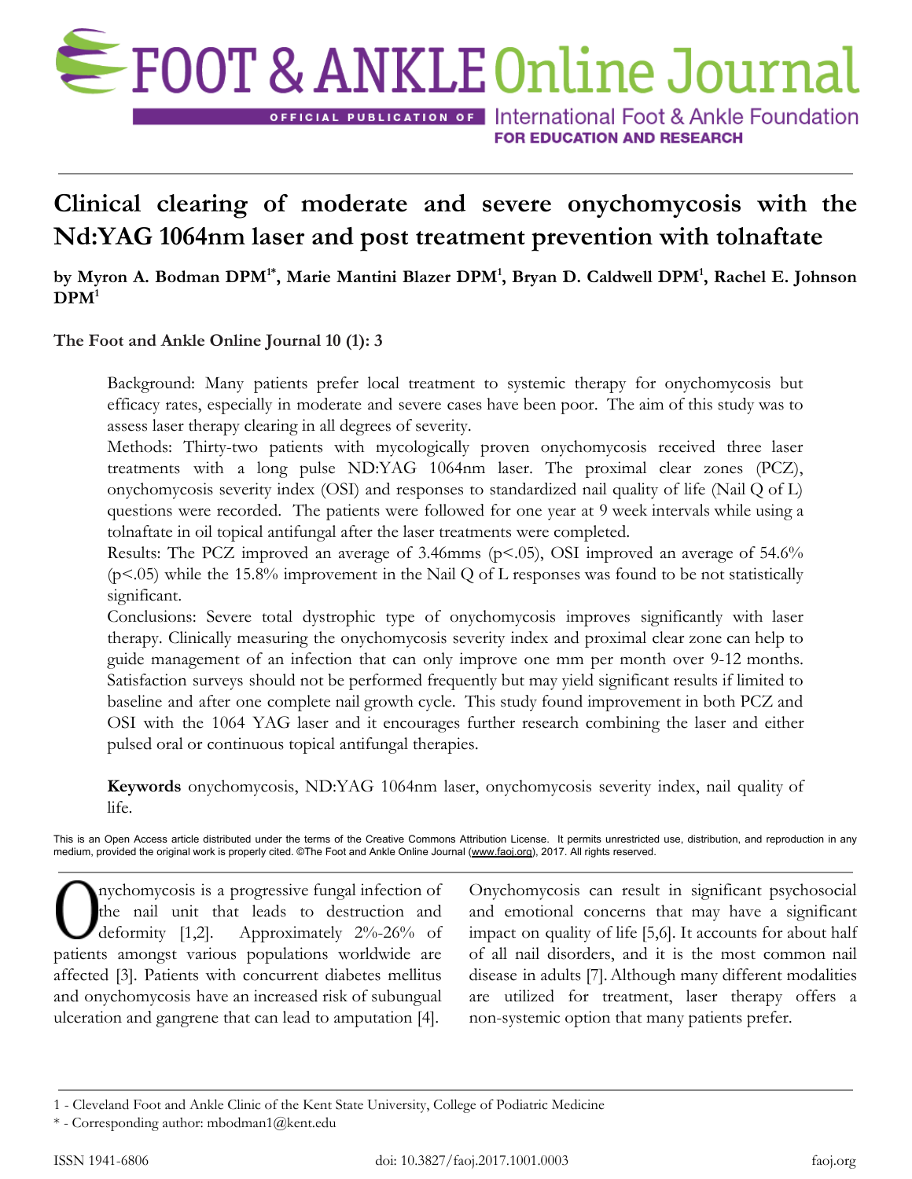# Clinical clearing of moderate and severe onychomycosis with the Nd:YAG 1064nm laser and post treatment prevention with tolnaftate

**by Myron A. Bodman DPM[1*], Marie Mantini Blazer DPM[1], Bryan D. Caldwell DPM[1], Rachel E. Johnson DPM[1]**

**The Foot and Ankle Online Journal 10 (1): 3**

Background: Many patients prefer local treatment to systemic therapy for onychomycosis but efficacy rates, especially in moderate and severe cases have been poor. The aim of this study was to assess laser therapy clearing in all degrees of severity.

Methods: Thirty-two patients with mycologically proven onychomycosis received three laser treatments with a long pulse ND:YAG 1064nm laser. The proximal clear zones (PCZ), onychomycosis severity index (OSI) and responses to standardized nail quality of life (Nail Q of L) questions were recorded. The patients were followed for one year at 9 week intervals while using a tolnaftate in oil topical antifungal after the laser treatments were completed.

Results: The PCZ improved an average of 3.46mms ($p<.05$), OSI improved an average of 54.6% ($p<.05$) while the 15.8% improvement in the Nail Q of L responses was found to be not statistically significant.

Conclusions: Severe total dystrophic type of onychomycosis improves significantly with laser therapy. Clinically measuring the onychomycosis severity index and proximal clear zone can help to guide management of an infection that can only improve one mm per month over 9-12 months. Satisfaction surveys should not be performed frequently but may yield significant results if limited to baseline and after one complete nail growth cycle. This study found improvement in both PCZ and OSI with the 1064 YAG laser and it encourages further research combining the laser and either pulsed oral or continuous topical antifungal therapies.

**Keywords** onychomycosis, ND:YAG 1064nm laser, onychomycosis severity index, nail quality of life.

This is an Open Access article distributed under the terms of the Creative Commons Attribution License. It permits unrestricted use, distribution, and reproduction in any medium, provided the original work is properly cited. ©The Foot and Ankle Online Journal (www.faoj.org), 2017. All rights reserved.

Onychomycosis is a progressive fungal infection of the nail unit that leads to destruction and deformity [1,2]. Approximately 2%-26% of patients amongst various populations worldwide are affected [3]. Patients with concurrent diabetes mellitus and onychomycosis have an increased risk of subungual ulceration and gangrene that can lead to amputation [4].

Onychomycosis can result in significant psychosocial and emotional concerns that may have a significant impact on quality of life [5,6]. It accounts for about half of all nail disorders, and it is the most common nail disease in adults [7]. Although many different modalities are utilized for treatment, laser therapy offers a non-systemic option that many patients prefer.

1 - Cleveland Foot and Ankle Clinic of the Kent State University, College of Podiatric Medicine

\* - Corresponding author: mbodman1@kent.edu

ISSN 1941-6806

doi: 10.3827/faoj.2017.1001.0003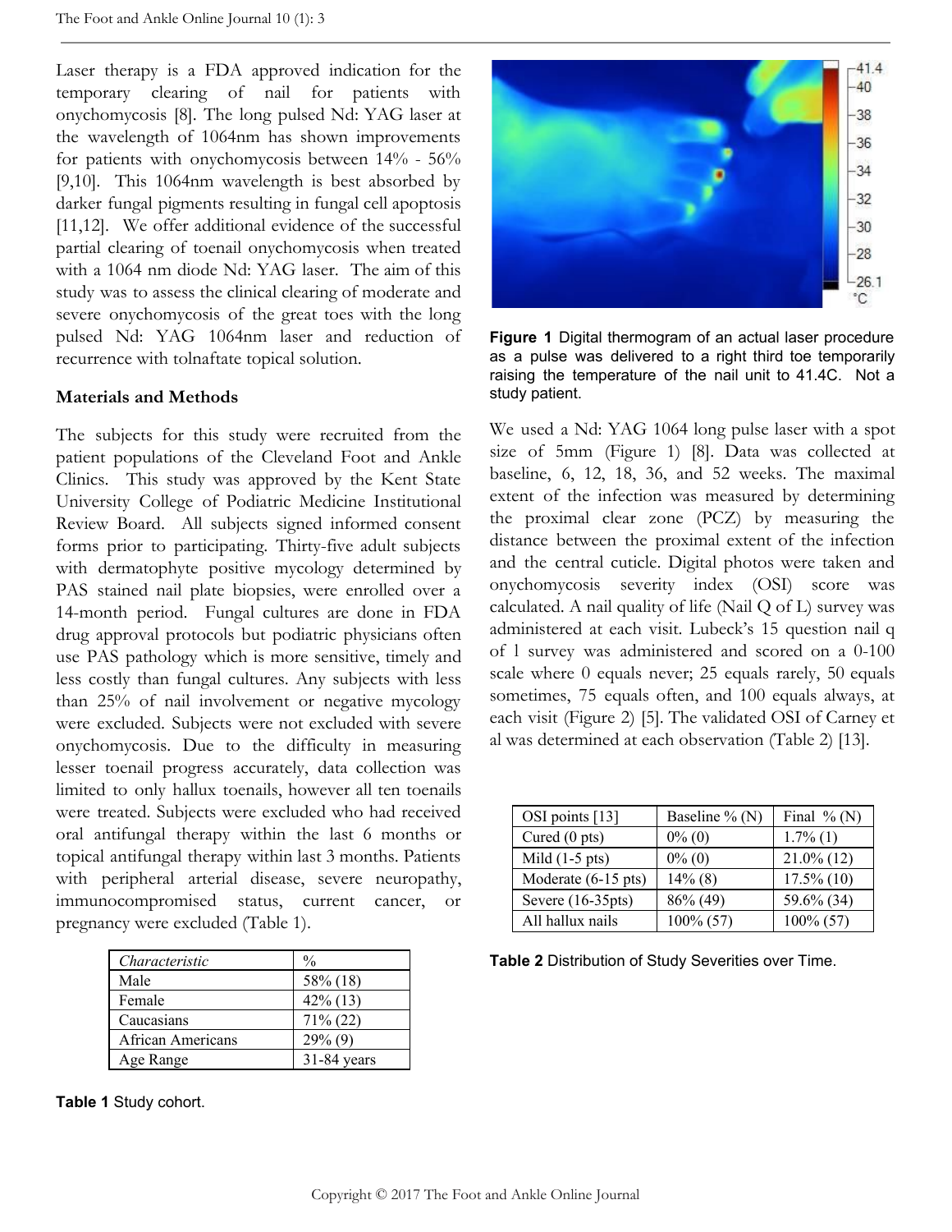Laser therapy is a FDA approved indication for the temporary clearing of nail for patients with onychomycosis [8]. The long pulsed Nd: YAG laser at the wavelength of 1064nm has shown improvements for patients with onychomycosis between 14% - 56% [9,10]. This 1064nm wavelength is best absorbed by darker fungal pigments resulting in fungal cell apoptosis [11,12]. We offer additional evidence of the successful partial clearing of toenail onychomycosis when treated with a 1064 nm diode Nd: YAG laser. The aim of this study was to assess the clinical clearing of moderate and severe onychomycosis of the great toes with the long pulsed Nd: YAG 1064nm laser and reduction of recurrence with tolnaftate topical solution.

## Materials and Methods

The subjects for this study were recruited from the patient populations of the Cleveland Foot and Ankle Clinics. This study was approved by the Kent State University College of Podiatric Medicine Institutional Review Board. All subjects signed informed consent forms prior to participating. Thirty-five adult subjects with dermatophyte positive mycology determined by PAS stained nail plate biopsies, were enrolled over a 14-month period. Fungal cultures are done in FDA drug approval protocols but podiatric physicians often use PAS pathology which is more sensitive, timely and less costly than fungal cultures. Any subjects with less than 25% of nail involvement or negative mycology were excluded. Subjects were not excluded with severe onychomycosis. Due to the difficulty in measuring lesser toenail progress accurately, data collection was limited to only hallux toenails, however all ten toenails were treated. Subjects were excluded who had received oral antifungal therapy within the last 6 months or topical antifungal therapy within last 3 months. Patients with peripheral arterial disease, severe neuropathy, immunocompromised status, current cancer, or pregnancy were excluded (Table 1).

| *Characteristic* | % |
|---|---|
| Male | 58% (18) |
| Female | 42% (13) |
| Caucasians | 71% (22) |
| African Americans | 29% (9) |
| Age Range | 31-84 years |

**Table 1** Study cohort.

**Figure 1** Digital thermogram of an actual laser procedure as a pulse was delivered to a right third toe temporarily raising the temperature of the nail unit to 41.4C. Not a study patient.

We used a Nd: YAG 1064 long pulse laser with a spot size of 5mm (Figure 1) [8]. Data was collected at baseline, 6, 12, 18, 36, and 52 weeks. The maximal extent of the infection was measured by determining the proximal clear zone (PCZ) by measuring the distance between the proximal extent of the infection and the central cuticle. Digital photos were taken and onychomycosis severity index (OSI) score was calculated. A nail quality of life (Nail Q of L) survey was administered at each visit. Lubeck's 15 question nail q of l survey was administered and scored on a 0-100 scale where 0 equals never; 25 equals rarely, 50 equals sometimes, 75 equals often, and 100 equals always, at each visit (Figure 2) [5]. The validated OSI of Carney et al was determined at each observation (Table 2) [13].

| OSI points [13] | Baseline % (N) | Final % (N) |
|---|---|---|
| Cured (0 pts) | 0% (0) | 1.7% (1) |
| Mild (1-5 pts) | 0% (0) | 21.0% (12) |
| Moderate (6-15 pts) | 14% (8) | 17.5% (10) |
| Severe (16-35pts) | 86% (49) | 59.6% (34) |
| All hallux nails | 100% (57) | 100% (57) |

**Table 2** Distribution of Study Severities over Time.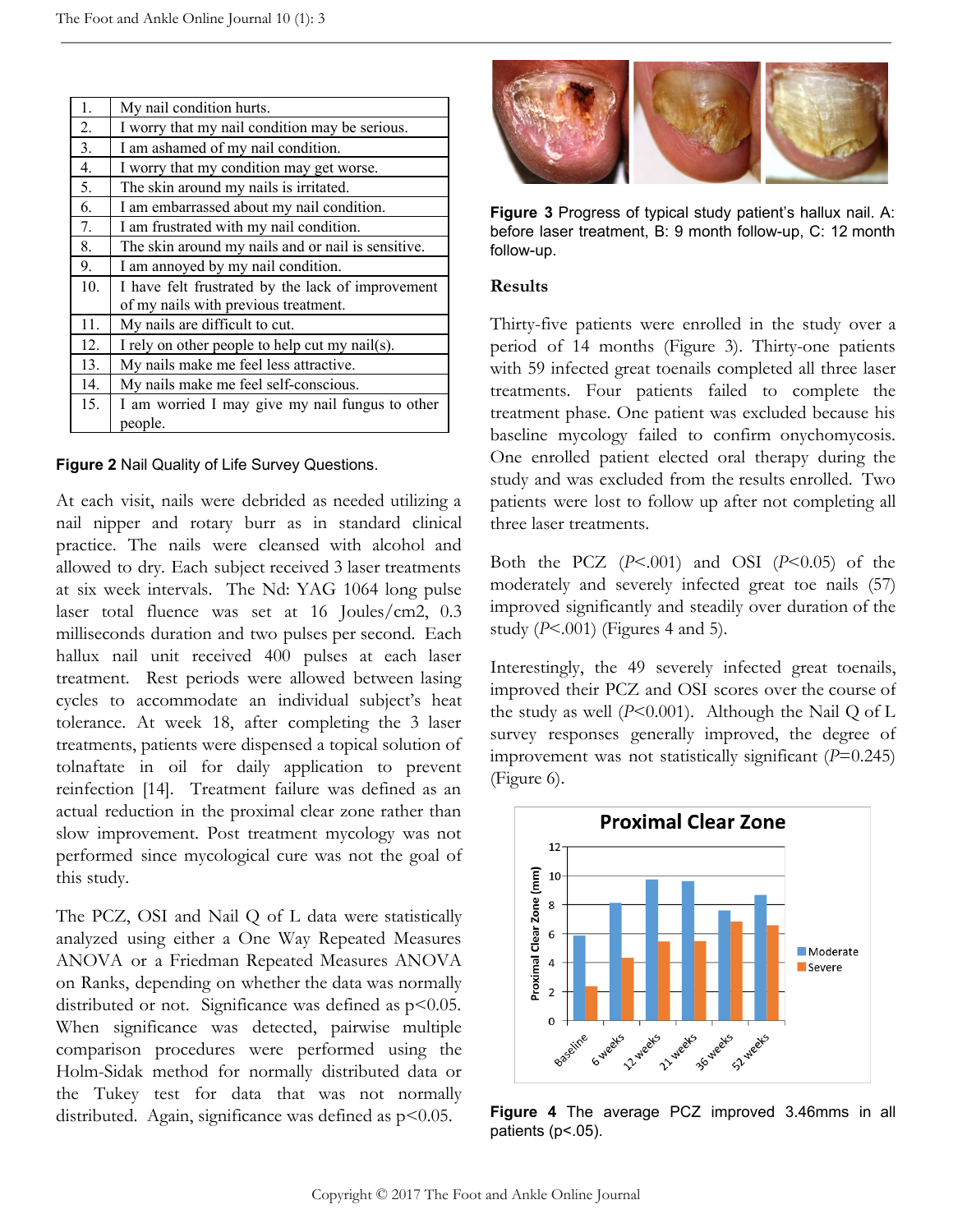| | |
|---|---|
| 1. | My nail condition hurts. |
| 2. | I worry that my nail condition may be serious. |
| 3. | I am ashamed of my nail condition. |
| 4. | I worry that my condition may get worse. |
| 5. | The skin around my nails is irritated. |
| 6. | I am embarrassed about my nail condition. |
| 7. | I am frustrated with my nail condition. |
| 8. | The skin around my nails and or nail is sensitive. |
| 9. | I am annoyed by my nail condition. |
| 10. | I have felt frustrated by the lack of improvement of my nails with previous treatment. |
| 11. | My nails are difficult to cut. |
| 12. | I rely on other people to help cut my nail(s). |
| 13. | My nails make me feel less attractive. |
| 14. | My nails make me feel self-conscious. |
| 15. | I am worried I may give my nail fungus to other people. |

**Figure 2** Nail Quality of Life Survey Questions.

At each visit, nails were debrided as needed utilizing a nail nipper and rotary burr as in standard clinical practice. The nails were cleansed with alcohol and allowed to dry. Each subject received 3 laser treatments at six week intervals. The Nd: YAG 1064 long pulse laser total fluence was set at 16 Joules/cm2, 0.3 milliseconds duration and two pulses per second. Each hallux nail unit received 400 pulses at each laser treatment. Rest periods were allowed between lasing cycles to accommodate an individual subject's heat tolerance. At week 18, after completing the 3 laser treatments, patients were dispensed a topical solution of tolnaftate in oil for daily application to prevent reinfection [14]. Treatment failure was defined as an actual reduction in the proximal clear zone rather than slow improvement. Post treatment mycology was not performed since mycological cure was not the goal of this study.

The PCZ, OSI and Nail Q of L data were statistically analyzed using either a One Way Repeated Measures ANOVA or a Friedman Repeated Measures ANOVA on Ranks, depending on whether the data was normally distributed or not. Significance was defined as $p<0.05$. When significance was detected, pairwise multiple comparison procedures were performed using the Holm-Sidak method for normally distributed data or the Tukey test for data that was not normally distributed. Again, significance was defined as $p<0.05$.

**Figure 3** Progress of typical study patient's hallux nail. A: before laser treatment, B: 9 month follow-up, C: 12 month follow-up.

## Results

Thirty-five patients were enrolled in the study over a period of 14 months (Figure 3). Thirty-one patients with 59 infected great toenails completed all three laser treatments. Four patients failed to complete the treatment phase. One patient was excluded because his baseline mycology failed to confirm onychomycosis. One enrolled patient elected oral therapy during the study and was excluded from the results enrolled. Two patients were lost to follow up after not completing all three laser treatments.

Both the PCZ ($P<.001$) and OSI ($P<0.05$) of the moderately and severely infected great toe nails (57) improved significantly and steadily over duration of the study ($P<.001$) (Figures 4 and 5).

Interestingly, the 49 severely infected great toenails, improved their PCZ and OSI scores over the course of the study as well ($P<0.001$). Although the Nail Q of L survey responses generally improved, the degree of improvement was not statistically significant ($P=0.245$) (Figure 6).

**Figure 4** The average PCZ improved 3.46mms in all patients (p<.05).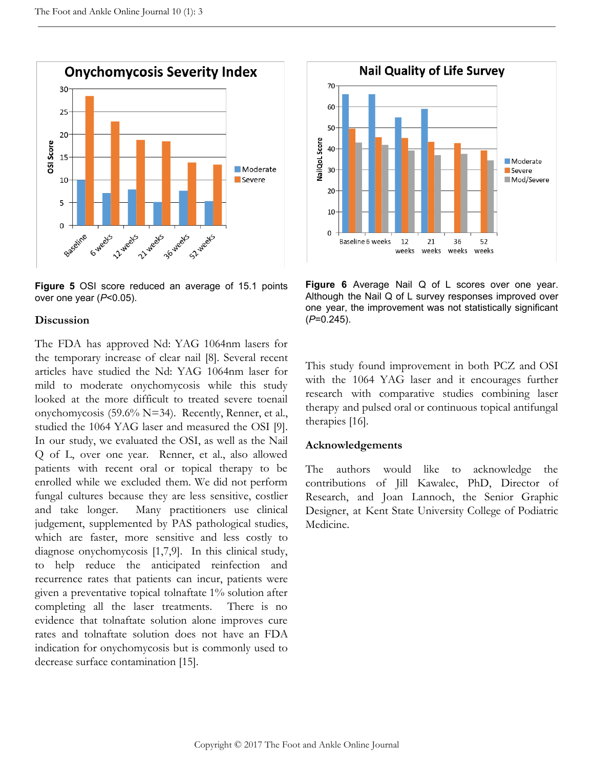**Figure 5** OSI score reduced an average of 15.1 points over one year ($P$<0.05).

**Figure 6** Average Nail Q of L scores over one year. Although the Nail Q of L survey responses improved over one year, the improvement was not statistically significant ($P$=0.245).

## Discussion

The FDA has approved Nd: YAG 1064nm lasers for the temporary increase of clear nail [8]. Several recent articles have studied the Nd: YAG 1064nm laser for mild to moderate onychomycosis while this study looked at the more difficult to treated severe toenail onychomycosis (59.6% N=34). Recently, Renner, et al., studied the 1064 YAG laser and measured the OSI [9]. In our study, we evaluated the OSI, as well as the Nail Q of L, over one year. Renner, et al., also allowed patients with recent oral or topical therapy to be enrolled while we excluded them. We did not perform fungal cultures because they are less sensitive, costlier and take longer. Many practitioners use clinical judgement, supplemented by PAS pathological studies, which are faster, more sensitive and less costly to diagnose onychomycosis [1,7,9]. In this clinical study, to help reduce the anticipated reinfection and recurrence rates that patients can incur, patients were given a preventative topical tolnaftate 1% solution after completing all the laser treatments. There is no evidence that tolnaftate solution alone improves cure rates and tolnaftate solution does not have an FDA indication for onychomycosis but is commonly used to decrease surface contamination [15].

This study found improvement in both PCZ and OSI with the 1064 YAG laser and it encourages further research with comparative studies combining laser therapy and pulsed oral or continuous topical antifungal therapies [16].

## Acknowledgements

The authors would like to acknowledge the contributions of Jill Kawalec, PhD, Director of Research, and Joan Lannoch, the Senior Graphic Designer, at Kent State University College of Podiatric Medicine.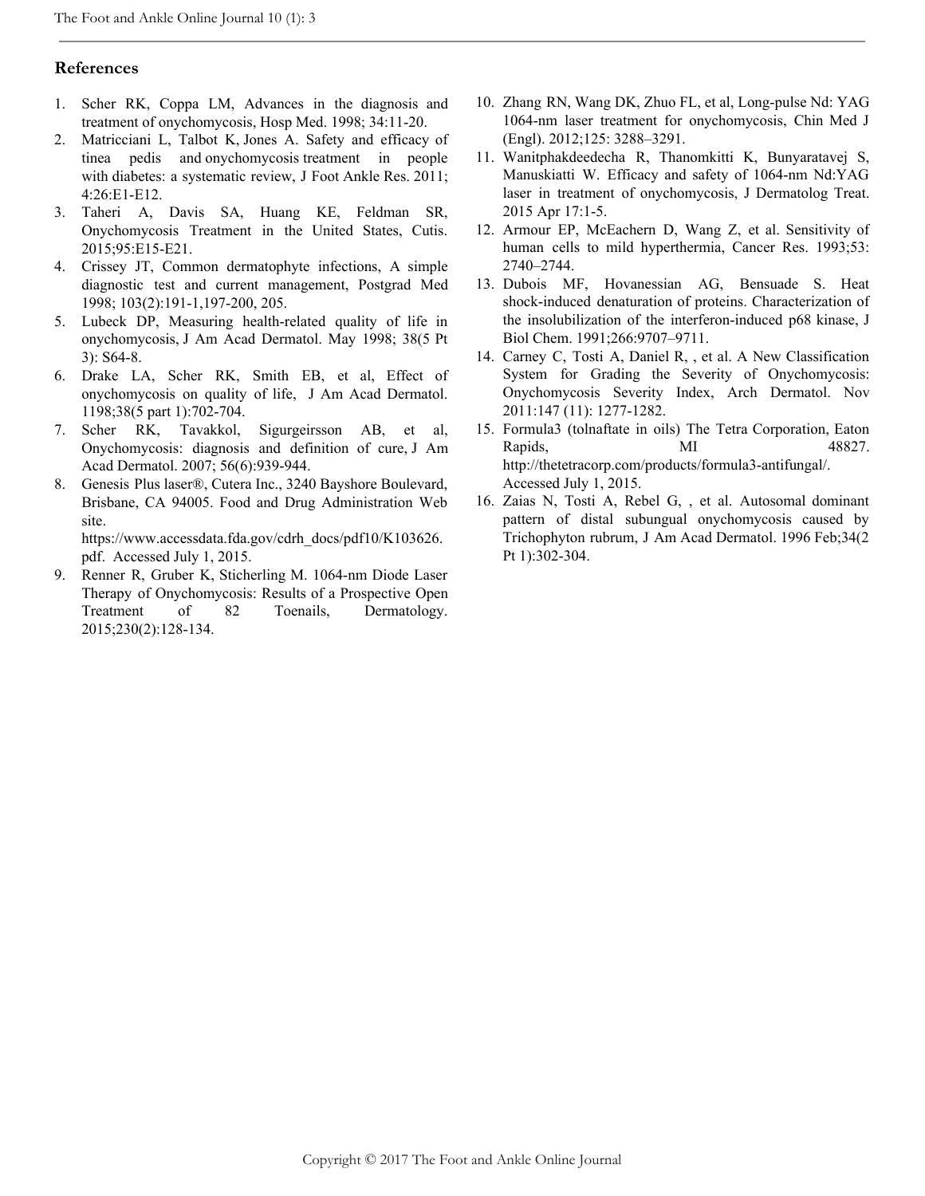## References

1. Scher RK, Coppa LM, Advances in the diagnosis and treatment of onychomycosis, Hosp Med. 1998; 34:11-20.
2. Matricciani L, Talbot K, Jones A. Safety and efficacy of tinea pedis and onychomycosis treatment in people with diabetes: a systematic review, J Foot Ankle Res. 2011; 4:26:E1-E12.
3. Taheri A, Davis SA, Huang KE, Feldman SR, Onychomycosis Treatment in the United States, Cutis. 2015;95:E15-E21.
4. Crissey JT, Common dermatophyte infections, A simple diagnostic test and current management, Postgrad Med 1998; 103(2):191-1,197-200, 205.
5. Lubeck DP, Measuring health-related quality of life in onychomycosis, J Am Acad Dermatol. May 1998; 38(5 Pt 3): S64-8.
6. Drake LA, Scher RK, Smith EB, et al, Effect of onychomycosis on quality of life, J Am Acad Dermatol. 1198;38(5 part 1):702-704.
7. Scher RK, Tavakkol, Sigurgeirsson AB, et al, Onychomycosis: diagnosis and definition of cure, J Am Acad Dermatol. 2007; 56(6):939-944.
8. Genesis Plus laser®, Cutera Inc., 3240 Bayshore Boulevard, Brisbane, CA 94005. Food and Drug Administration Web site. https://www.accessdata.fda.gov/cdrh_docs/pdf10/K103626.pdf. Accessed July 1, 2015.
9. Renner R, Gruber K, Sticherling M. 1064-nm Diode Laser Therapy of Onychomycosis: Results of a Prospective Open Treatment of 82 Toenails, Dermatology. 2015;230(2):128-134.
10. Zhang RN, Wang DK, Zhuo FL, et al, Long-pulse Nd: YAG 1064-nm laser treatment for onychomycosis, Chin Med J (Engl). 2012;125: 3288–3291.
11. Wanitphakdeedecha R, Thanomkitti K, Bunyaratavej S, Manuskiatti W. Efficacy and safety of 1064-nm Nd:YAG laser in treatment of onychomycosis, J Dermatolog Treat. 2015 Apr 17:1-5.
12. Armour EP, McEachern D, Wang Z, et al. Sensitivity of human cells to mild hyperthermia, Cancer Res. 1993;53: 2740–2744.
13. Dubois MF, Hovanessian AG, Bensuade S. Heat shock-induced denaturation of proteins. Characterization of the insolubilization of the interferon-induced p68 kinase, J Biol Chem. 1991;266:9707–9711.
14. Carney C, Tosti A, Daniel R, , et al. A New Classification System for Grading the Severity of Onychomycosis: Onychomycosis Severity Index, Arch Dermatol. Nov 2011:147 (11): 1277-1282.
15. Formula3 (tolnaftate in oils) The Tetra Corporation, Eaton Rapids, MI 48827. http://thetetracorp.com/products/formula3-antifungal/. Accessed July 1, 2015.
16. Zaias N, Tosti A, Rebel G, , et al. Autosomal dominant pattern of distal subungual onychomycosis caused by Trichophyton rubrum, J Am Acad Dermatol. 1996 Feb;34(2 Pt 1):302-304.